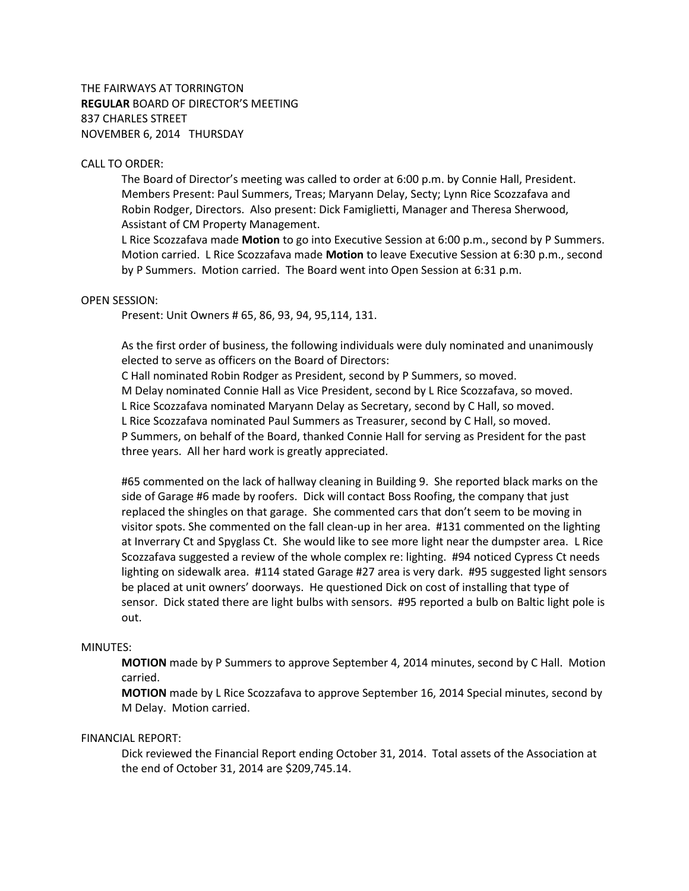THE FAIRWAYS AT TORRINGTON
**REGULAR** BOARD OF DIRECTOR'S MEETING
837 CHARLES STREET
NOVEMBER 6, 2014 THURSDAY

CALL TO ORDER:

The Board of Director's meeting was called to order at 6:00 p.m. by Connie Hall, President. Members Present: Paul Summers, Treas; Maryann Delay, Secty; Lynn Rice Scozzafava and Robin Rodger, Directors. Also present: Dick Famiglietti, Manager and Theresa Sherwood, Assistant of CM Property Management.

L Rice Scozzafava made **Motion** to go into Executive Session at 6:00 p.m., second by P Summers. Motion carried. L Rice Scozzafava made **Motion** to leave Executive Session at 6:30 p.m., second by P Summers. Motion carried. The Board went into Open Session at 6:31 p.m.

OPEN SESSION:

Present: Unit Owners # 65, 86, 93, 94, 95,114, 131.

As the first order of business, the following individuals were duly nominated and unanimously elected to serve as officers on the Board of Directors:

C Hall nominated Robin Rodger as President, second by P Summers, so moved.
M Delay nominated Connie Hall as Vice President, second by L Rice Scozzafava, so moved.
L Rice Scozzafava nominated Maryann Delay as Secretary, second by C Hall, so moved.
L Rice Scozzafava nominated Paul Summers as Treasurer, second by C Hall, so moved.
P Summers, on behalf of the Board, thanked Connie Hall for serving as President for the past three years. All her hard work is greatly appreciated.

#65 commented on the lack of hallway cleaning in Building 9. She reported black marks on the side of Garage #6 made by roofers. Dick will contact Boss Roofing, the company that just replaced the shingles on that garage. She commented cars that don't seem to be moving in visitor spots. She commented on the fall clean-up in her area. #131 commented on the lighting at Inverrary Ct and Spyglass Ct. She would like to see more light near the dumpster area. L Rice Scozzafava suggested a review of the whole complex re: lighting. #94 noticed Cypress Ct needs lighting on sidewalk area. #114 stated Garage #27 area is very dark. #95 suggested light sensors be placed at unit owners' doorways. He questioned Dick on cost of installing that type of sensor. Dick stated there are light bulbs with sensors. #95 reported a bulb on Baltic light pole is out.

MINUTES:

**MOTION** made by P Summers to approve September 4, 2014 minutes, second by C Hall. Motion carried.

**MOTION** made by L Rice Scozzafava to approve September 16, 2014 Special minutes, second by M Delay. Motion carried.

FINANCIAL REPORT:

Dick reviewed the Financial Report ending October 31, 2014. Total assets of the Association at the end of October 31, 2014 are $209,745.14.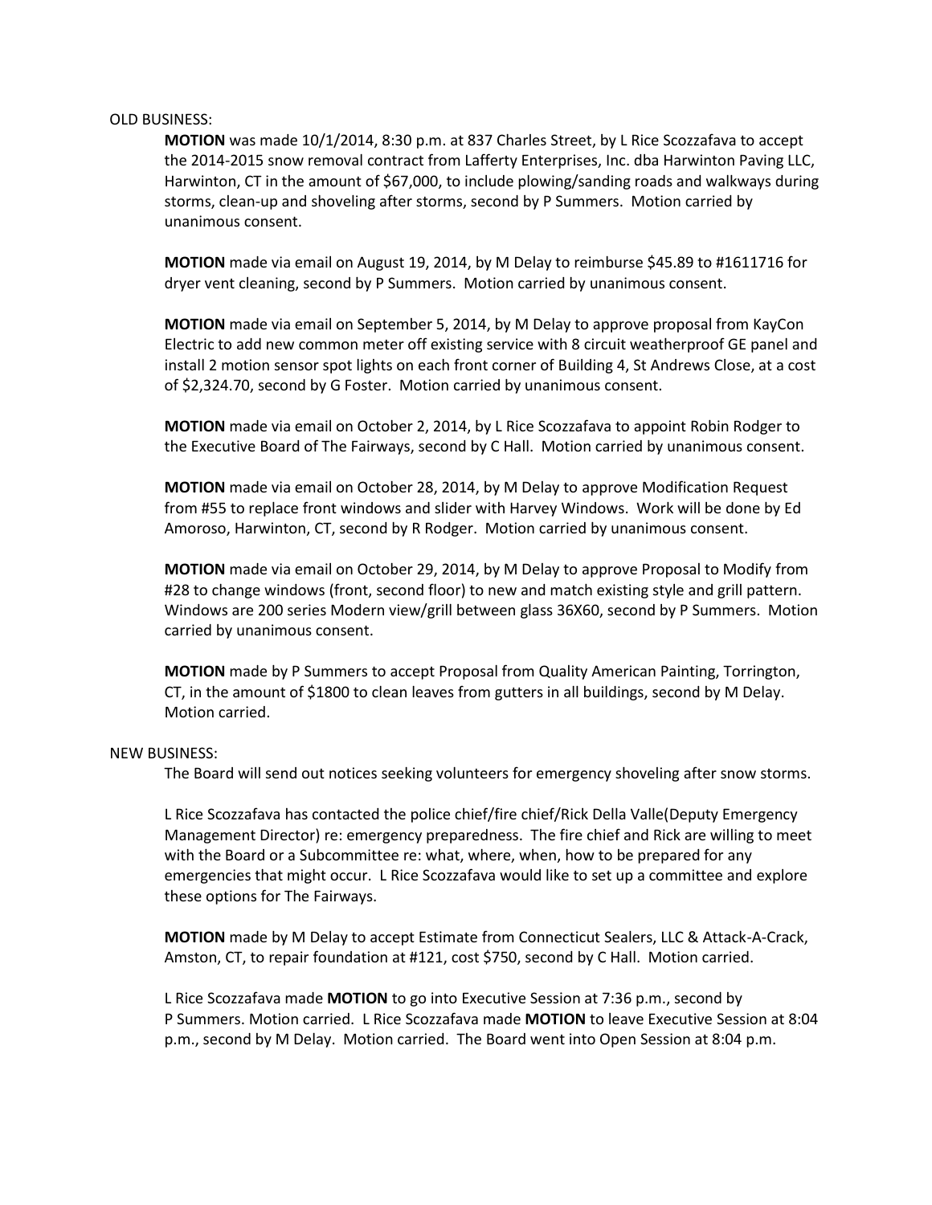OLD BUSINESS:

**MOTION** was made 10/1/2014, 8:30 p.m. at 837 Charles Street, by L Rice Scozzafava to accept the 2014-2015 snow removal contract from Lafferty Enterprises, Inc. dba Harwinton Paving LLC, Harwinton, CT in the amount of $67,000, to include plowing/sanding roads and walkways during storms, clean-up and shoveling after storms, second by P Summers. Motion carried by unanimous consent.

**MOTION** made via email on August 19, 2014, by M Delay to reimburse $45.89 to #1611716 for dryer vent cleaning, second by P Summers. Motion carried by unanimous consent.

**MOTION** made via email on September 5, 2014, by M Delay to approve proposal from KayCon Electric to add new common meter off existing service with 8 circuit weatherproof GE panel and install 2 motion sensor spot lights on each front corner of Building 4, St Andrews Close, at a cost of $2,324.70, second by G Foster. Motion carried by unanimous consent.

**MOTION** made via email on October 2, 2014, by L Rice Scozzafava to appoint Robin Rodger to the Executive Board of The Fairways, second by C Hall. Motion carried by unanimous consent.

**MOTION** made via email on October 28, 2014, by M Delay to approve Modification Request from #55 to replace front windows and slider with Harvey Windows. Work will be done by Ed Amoroso, Harwinton, CT, second by R Rodger. Motion carried by unanimous consent.

**MOTION** made via email on October 29, 2014, by M Delay to approve Proposal to Modify from #28 to change windows (front, second floor) to new and match existing style and grill pattern. Windows are 200 series Modern view/grill between glass 36X60, second by P Summers. Motion carried by unanimous consent.

**MOTION** made by P Summers to accept Proposal from Quality American Painting, Torrington, CT, in the amount of $1800 to clean leaves from gutters in all buildings, second by M Delay. Motion carried.

NEW BUSINESS:

The Board will send out notices seeking volunteers for emergency shoveling after snow storms.

L Rice Scozzafava has contacted the police chief/fire chief/Rick Della Valle(Deputy Emergency Management Director) re: emergency preparedness. The fire chief and Rick are willing to meet with the Board or a Subcommittee re: what, where, when, how to be prepared for any emergencies that might occur. L Rice Scozzafava would like to set up a committee and explore these options for The Fairways.

**MOTION** made by M Delay to accept Estimate from Connecticut Sealers, LLC & Attack-A-Crack, Amston, CT, to repair foundation at #121, cost $750, second by C Hall. Motion carried.

L Rice Scozzafava made **MOTION** to go into Executive Session at 7:36 p.m., second by P Summers. Motion carried. L Rice Scozzafava made **MOTION** to leave Executive Session at 8:04 p.m., second by M Delay. Motion carried. The Board went into Open Session at 8:04 p.m.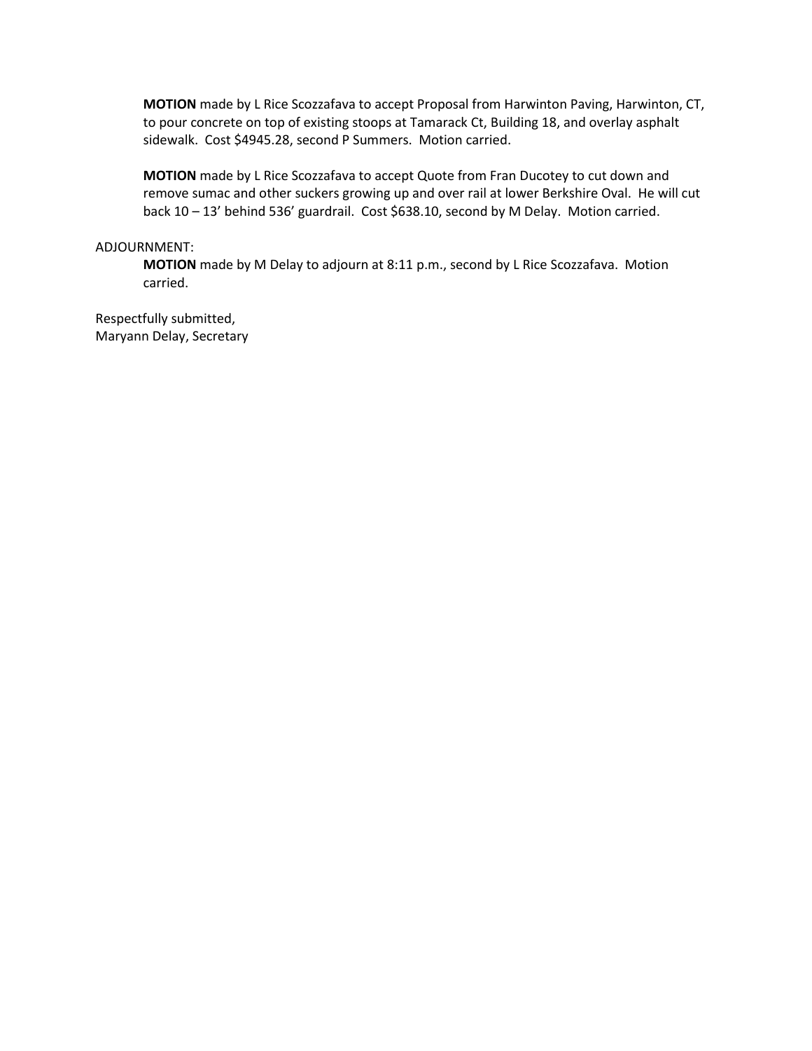**MOTION** made by L Rice Scozzafava to accept Proposal from Harwinton Paving, Harwinton, CT, to pour concrete on top of existing stoops at Tamarack Ct, Building 18, and overlay asphalt sidewalk. Cost $4945.28, second P Summers. Motion carried.

**MOTION** made by L Rice Scozzafava to accept Quote from Fran Ducotey to cut down and remove sumac and other suckers growing up and over rail at lower Berkshire Oval. He will cut back 10 – 13' behind 536' guardrail. Cost $638.10, second by M Delay. Motion carried.

ADJOURNMENT:

**MOTION** made by M Delay to adjourn at 8:11 p.m., second by L Rice Scozzafava. Motion carried.

Respectfully submitted,
Maryann Delay, Secretary